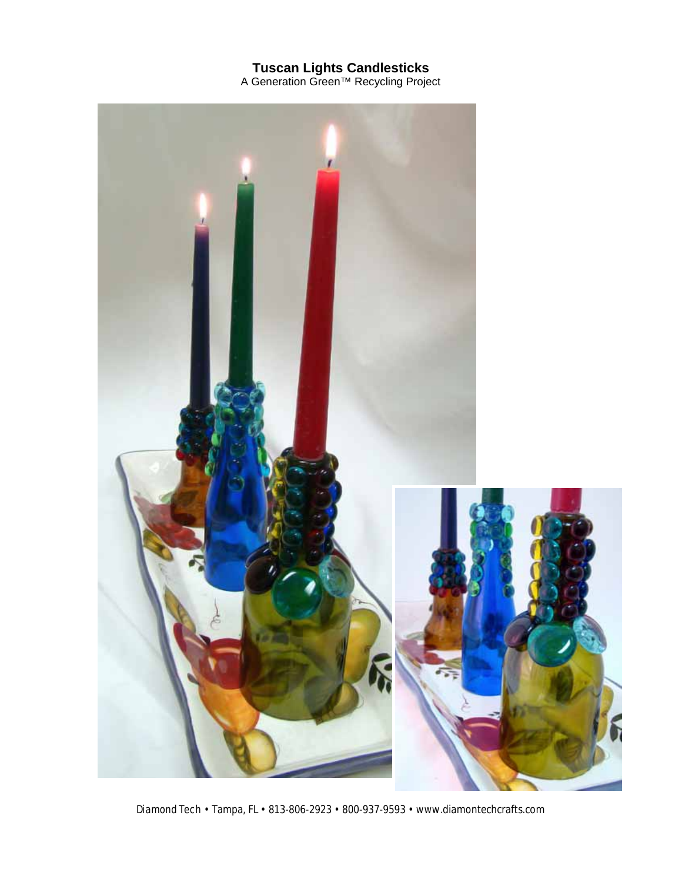# Tuscan Lights Candlesticks

A Generation Green™ Recycling Project

Diamond Tech • Tampa, FL • 813-806-2923 • 800-937-9593 • www.diamontechcrafts.com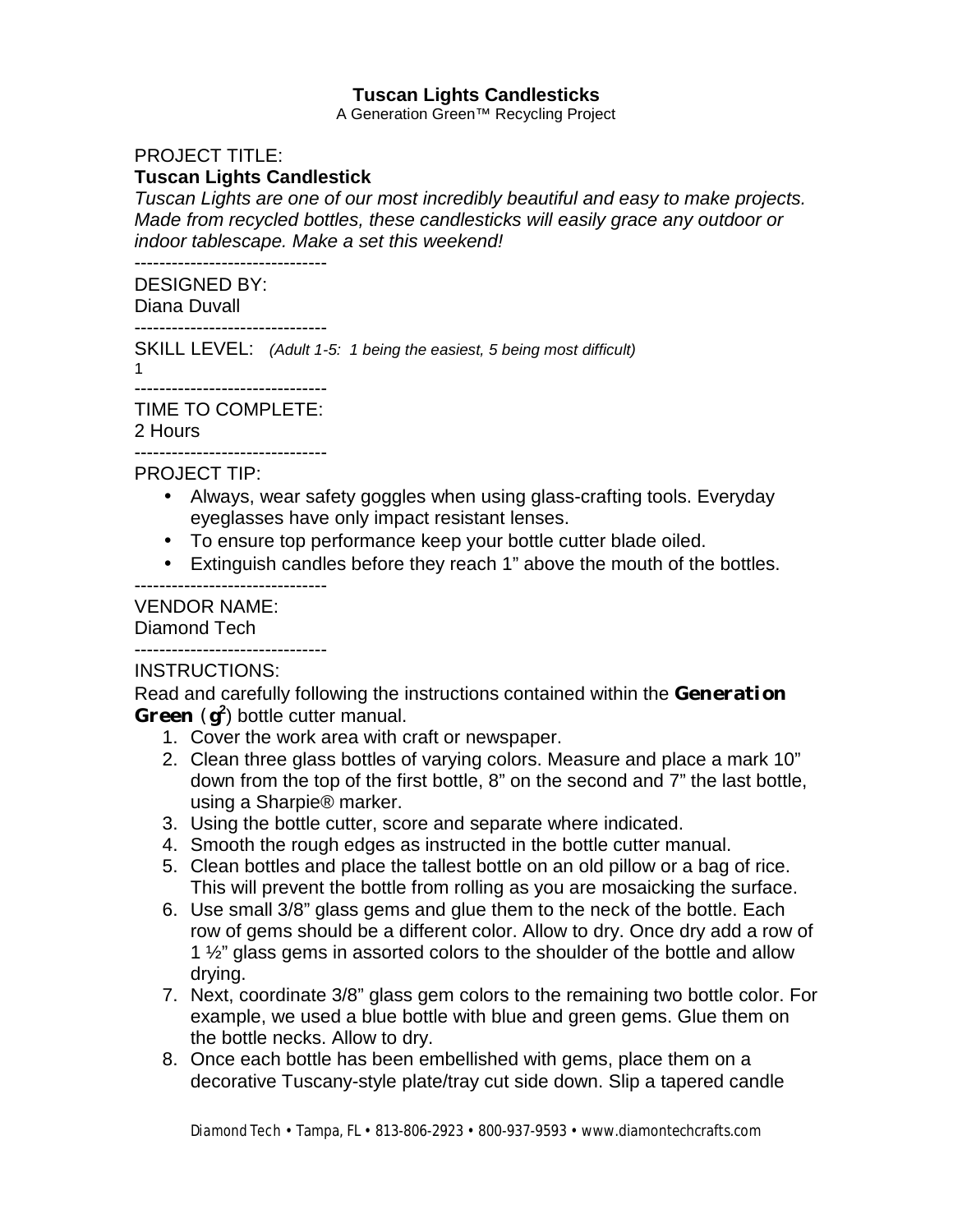**Tuscan Lights Candlesticks**
A Generation Green™ Recycling Project

PROJECT TITLE:
**Tuscan Lights Candlestick**
*Tuscan Lights are one of our most incredibly beautiful and easy to make projects. Made from recycled bottles, these candlesticks will easily grace any outdoor or indoor tablescape. Make a set this weekend!*

-------------------------------

DESIGNED BY:
Diana Duvall

-------------------------------

SKILL LEVEL: *(Adult 1-5: 1 being the easiest, 5 being most difficult)*
1

-------------------------------

TIME TO COMPLETE:
2 Hours

-------------------------------

PROJECT TIP:

- Always, wear safety goggles when using glass-crafting tools. Everyday eyeglasses have only impact resistant lenses.
- To ensure top performance keep your bottle cutter blade oiled.
- Extinguish candles before they reach 1" above the mouth of the bottles.

-------------------------------

VENDOR NAME:
Diamond Tech

-------------------------------

INSTRUCTIONS:
Read and carefully following the instructions contained within the **Generation Green** (**g²**) bottle cutter manual.

1. Cover the work area with craft or newspaper.
2. Clean three glass bottles of varying colors. Measure and place a mark 10" down from the top of the first bottle, 8" on the second and 7" the last bottle, using a Sharpie® marker.
3. Using the bottle cutter, score and separate where indicated.
4. Smooth the rough edges as instructed in the bottle cutter manual.
5. Clean bottles and place the tallest bottle on an old pillow or a bag of rice. This will prevent the bottle from rolling as you are mosaicking the surface.
6. Use small 3/8" glass gems and glue them to the neck of the bottle. Each row of gems should be a different color. Allow to dry. Once dry add a row of 1 ½" glass gems in assorted colors to the shoulder of the bottle and allow drying.
7. Next, coordinate 3/8" glass gem colors to the remaining two bottle color. For example, we used a blue bottle with blue and green gems. Glue them on the bottle necks. Allow to dry.
8. Once each bottle has been embellished with gems, place them on a decorative Tuscany-style plate/tray cut side down. Slip a tapered candle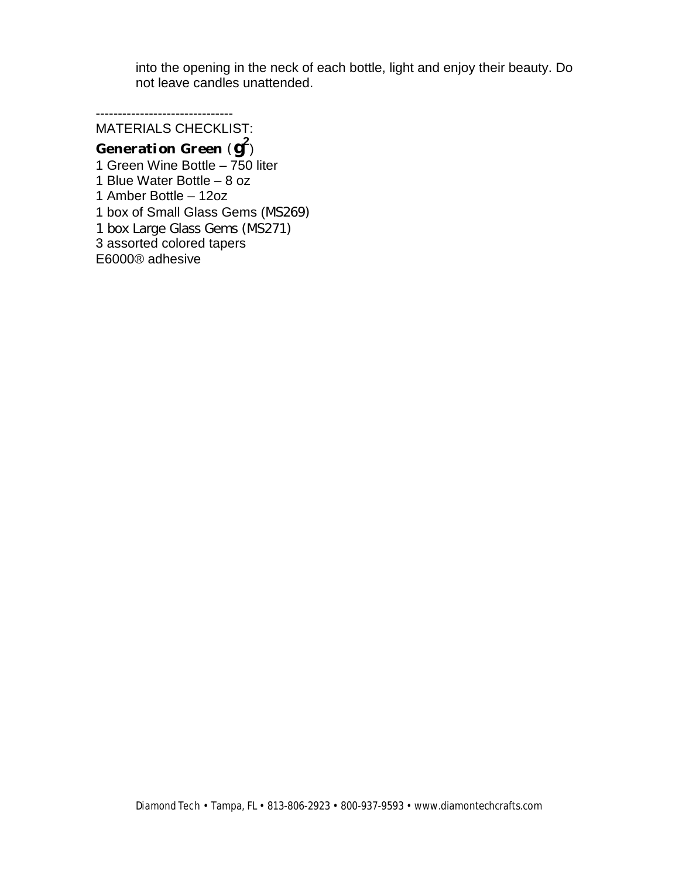into the opening in the neck of each bottle, light and enjoy their beauty. Do not leave candles unattended.

-------------------------------

MATERIALS CHECKLIST:

**Generation Green** ($g^2$)

1 Green Wine Bottle – 750 liter
1 Blue Water Bottle – 8 oz
1 Amber Bottle – 12oz
1 box of Small Glass Gems (MS269)
1 box Large Glass Gems (MS271)
3 assorted colored tapers
E6000® adhesive

Diamond Tech • Tampa, FL • 813-806-2923 • 800-937-9593 • www.diamontechcrafts.com